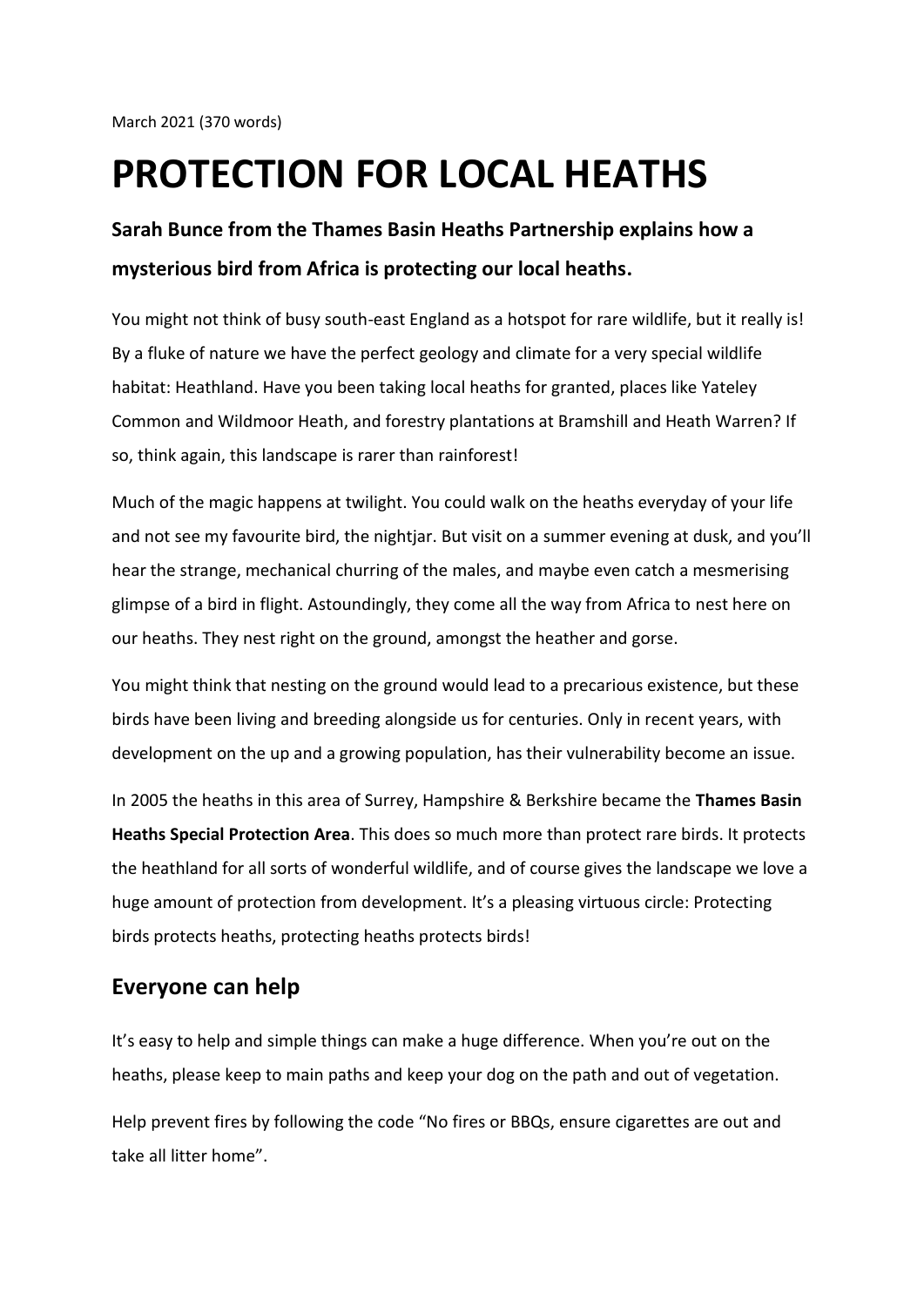March 2021 (370 words)

# PROTECTION FOR LOCAL HEATHS

### Sarah Bunce from the Thames Basin Heaths Partnership explains how a mysterious bird from Africa is protecting our local heaths.

You might not think of busy south-east England as a hotspot for rare wildlife, but it really is! By a fluke of nature we have the perfect geology and climate for a very special wildlife habitat: Heathland. Have you been taking local heaths for granted, places like Yateley Common and Wildmoor Heath, and forestry plantations at Bramshill and Heath Warren? If so, think again, this landscape is rarer than rainforest!

Much of the magic happens at twilight. You could walk on the heaths everyday of your life and not see my favourite bird, the nightjar. But visit on a summer evening at dusk, and you'll hear the strange, mechanical churring of the males, and maybe even catch a mesmerising glimpse of a bird in flight. Astoundingly, they come all the way from Africa to nest here on our heaths. They nest right on the ground, amongst the heather and gorse.

You might think that nesting on the ground would lead to a precarious existence, but these birds have been living and breeding alongside us for centuries. Only in recent years, with development on the up and a growing population, has their vulnerability become an issue.

In 2005 the heaths in this area of Surrey, Hampshire & Berkshire became the **Thames Basin Heaths Special Protection Area**. This does so much more than protect rare birds. It protects the heathland for all sorts of wonderful wildlife, and of course gives the landscape we love a huge amount of protection from development. It's a pleasing virtuous circle: Protecting birds protects heaths, protecting heaths protects birds!

## Everyone can help

It's easy to help and simple things can make a huge difference. When you're out on the heaths, please keep to main paths and keep your dog on the path and out of vegetation.

Help prevent fires by following the code "No fires or BBQs, ensure cigarettes are out and take all litter home".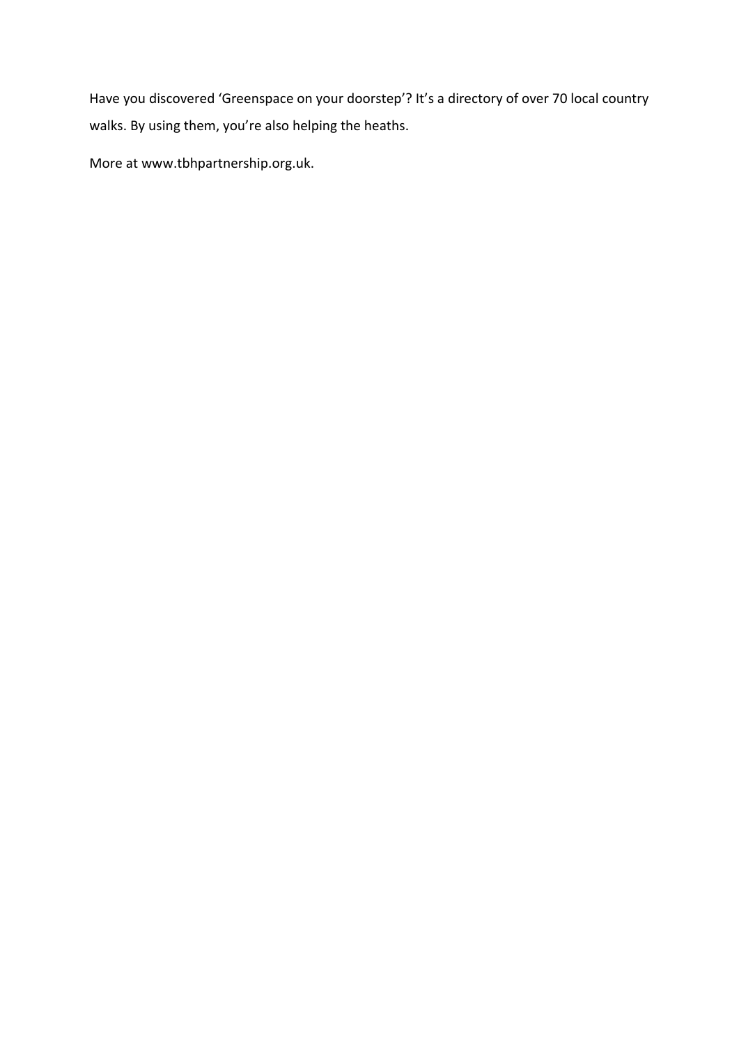Have you discovered 'Greenspace on your doorstep'? It's a directory of over 70 local country walks. By using them, you're also helping the heaths.

More at www.tbhpartnership.org.uk.